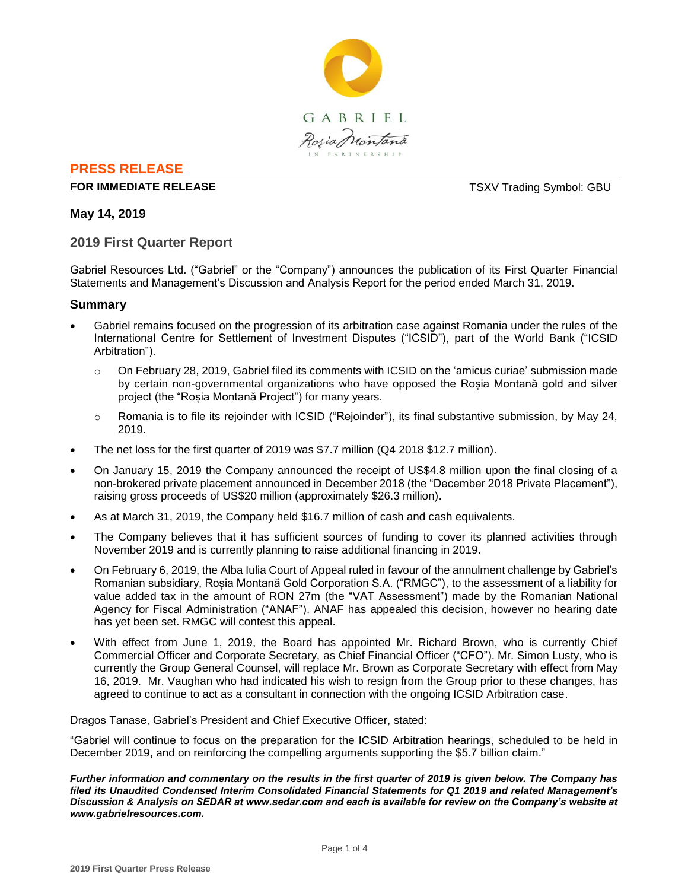GABRIEL

Roşia Montană

IN PARTNERSHIP

## PRESS RELEASE

**FOR IMMEDIATE RELEASE** TSXV Trading Symbol: GBU

**May 14, 2019**

## 2019 First Quarter Report

Gabriel Resources Ltd. ("Gabriel" or the "Company") announces the publication of its First Quarter Financial Statements and Management's Discussion and Analysis Report for the period ended March 31, 2019.

### Summary

- Gabriel remains focused on the progression of its arbitration case against Romania under the rules of the International Centre for Settlement of Investment Disputes ("ICSID"), part of the World Bank ("ICSID Arbitration").
  - On February 28, 2019, Gabriel filed its comments with ICSID on the 'amicus curiae' submission made by certain non-governmental organizations who have opposed the Roșia Montană gold and silver project (the "Roșia Montană Project") for many years.
  - Romania is to file its rejoinder with ICSID ("Rejoinder"), its final substantive submission, by May 24, 2019.
- The net loss for the first quarter of 2019 was $7.7 million (Q4 2018 $12.7 million).
- On January 15, 2019 the Company announced the receipt of US$4.8 million upon the final closing of a non-brokered private placement announced in December 2018 (the "December 2018 Private Placement"), raising gross proceeds of US$20 million (approximately $26.3 million).
- As at March 31, 2019, the Company held $16.7 million of cash and cash equivalents.
- The Company believes that it has sufficient sources of funding to cover its planned activities through November 2019 and is currently planning to raise additional financing in 2019.
- On February 6, 2019, the Alba Iulia Court of Appeal ruled in favour of the annulment challenge by Gabriel's Romanian subsidiary, Roșia Montană Gold Corporation S.A. ("RMGC"), to the assessment of a liability for value added tax in the amount of RON 27m (the "VAT Assessment") made by the Romanian National Agency for Fiscal Administration ("ANAF"). ANAF has appealed this decision, however no hearing date has yet been set. RMGC will contest this appeal.
- With effect from June 1, 2019, the Board has appointed Mr. Richard Brown, who is currently Chief Commercial Officer and Corporate Secretary, as Chief Financial Officer ("CFO"). Mr. Simon Lusty, who is currently the Group General Counsel, will replace Mr. Brown as Corporate Secretary with effect from May 16, 2019. Mr. Vaughan who had indicated his wish to resign from the Group prior to these changes, has agreed to continue to act as a consultant in connection with the ongoing ICSID Arbitration case.

Dragos Tanase, Gabriel's President and Chief Executive Officer, stated:

"Gabriel will continue to focus on the preparation for the ICSID Arbitration hearings, scheduled to be held in December 2019, and on reinforcing the compelling arguments supporting the $5.7 billion claim."

***Further information and commentary on the results in the first quarter of 2019 is given below. The Company has filed its Unaudited Condensed Interim Consolidated Financial Statements for Q1 2019 and related Management's Discussion & Analysis on SEDAR at www.sedar.com and each is available for review on the Company's website at www.gabrielresources.com.***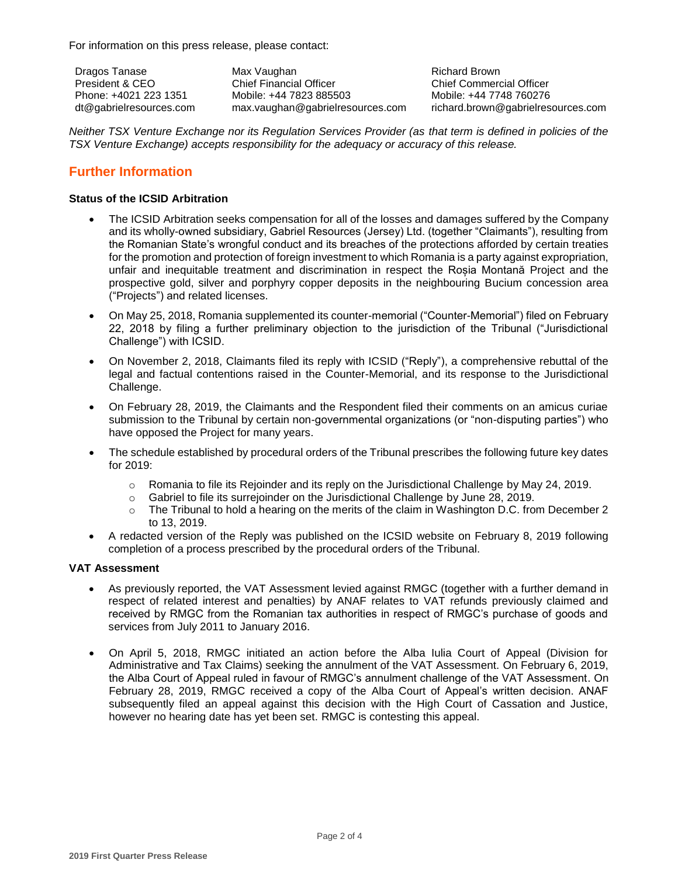For information on this press release, please contact:

| Dragos Tanase | Max Vaughan | Richard Brown |
| --- | --- | --- |
| President & CEO | Chief Financial Officer | Chief Commercial Officer |
| Phone: +4021 223 1351 | Mobile: +44 7823 885503 | Mobile: +44 7748 760276 |
| dt@gabrielresources.com | max.vaughan@gabrielresources.com | richard.brown@gabrielresources.com |

*Neither TSX Venture Exchange nor its Regulation Services Provider (as that term is defined in policies of the TSX Venture Exchange) accepts responsibility for the adequacy or accuracy of this release.*

## Further Information

**Status of the ICSID Arbitration**

- The ICSID Arbitration seeks compensation for all of the losses and damages suffered by the Company and its wholly-owned subsidiary, Gabriel Resources (Jersey) Ltd. (together "Claimants"), resulting from the Romanian State's wrongful conduct and its breaches of the protections afforded by certain treaties for the promotion and protection of foreign investment to which Romania is a party against expropriation, unfair and inequitable treatment and discrimination in respect the Roșia Montană Project and the prospective gold, silver and porphyry copper deposits in the neighbouring Bucium concession area ("Projects") and related licenses.
- On May 25, 2018, Romania supplemented its counter-memorial ("Counter-Memorial") filed on February 22, 2018 by filing a further preliminary objection to the jurisdiction of the Tribunal ("Jurisdictional Challenge") with ICSID.
- On November 2, 2018, Claimants filed its reply with ICSID ("Reply"), a comprehensive rebuttal of the legal and factual contentions raised in the Counter-Memorial, and its response to the Jurisdictional Challenge.
- On February 28, 2019, the Claimants and the Respondent filed their comments on an amicus curiae submission to the Tribunal by certain non-governmental organizations (or "non-disputing parties") who have opposed the Project for many years.
- The schedule established by procedural orders of the Tribunal prescribes the following future key dates for 2019:
  - Romania to file its Rejoinder and its reply on the Jurisdictional Challenge by May 24, 2019.
  - Gabriel to file its surrejoinder on the Jurisdictional Challenge by June 28, 2019.
  - The Tribunal to hold a hearing on the merits of the claim in Washington D.C. from December 2 to 13, 2019.
- A redacted version of the Reply was published on the ICSID website on February 8, 2019 following completion of a process prescribed by the procedural orders of the Tribunal.

**VAT Assessment**

- As previously reported, the VAT Assessment levied against RMGC (together with a further demand in respect of related interest and penalties) by ANAF relates to VAT refunds previously claimed and received by RMGC from the Romanian tax authorities in respect of RMGC's purchase of goods and services from July 2011 to January 2016.
- On April 5, 2018, RMGC initiated an action before the Alba Iulia Court of Appeal (Division for Administrative and Tax Claims) seeking the annulment of the VAT Assessment. On February 6, 2019, the Alba Court of Appeal ruled in favour of RMGC's annulment challenge of the VAT Assessment. On February 28, 2019, RMGC received a copy of the Alba Court of Appeal's written decision. ANAF subsequently filed an appeal against this decision with the High Court of Cassation and Justice, however no hearing date has yet been set. RMGC is contesting this appeal.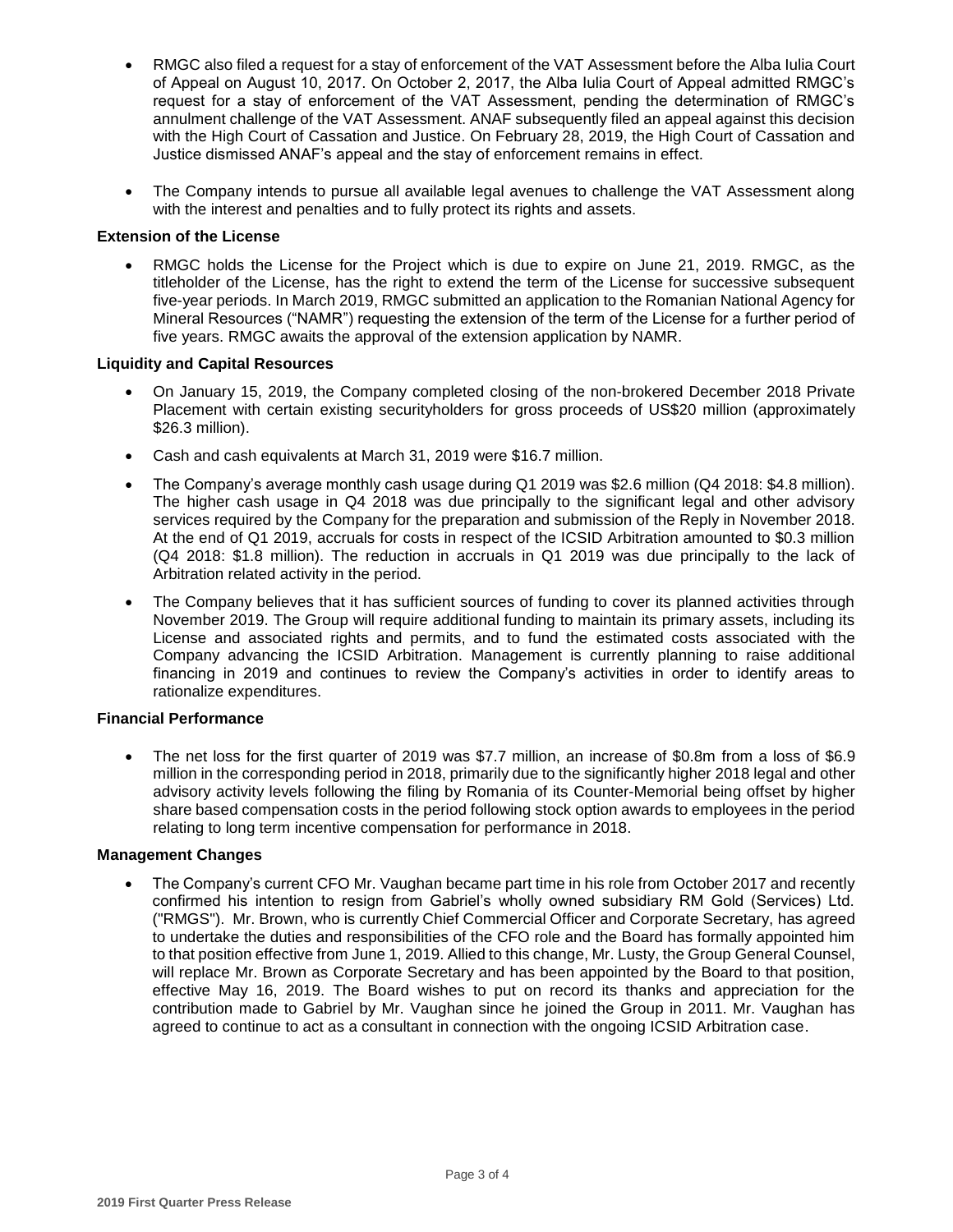- RMGC also filed a request for a stay of enforcement of the VAT Assessment before the Alba Iulia Court of Appeal on August 10, 2017. On October 2, 2017, the Alba Iulia Court of Appeal admitted RMGC's request for a stay of enforcement of the VAT Assessment, pending the determination of RMGC's annulment challenge of the VAT Assessment. ANAF subsequently filed an appeal against this decision with the High Court of Cassation and Justice. On February 28, 2019, the High Court of Cassation and Justice dismissed ANAF's appeal and the stay of enforcement remains in effect.

- The Company intends to pursue all available legal avenues to challenge the VAT Assessment along with the interest and penalties and to fully protect its rights and assets.

**Extension of the License**

- RMGC holds the License for the Project which is due to expire on June 21, 2019. RMGC, as the titleholder of the License, has the right to extend the term of the License for successive subsequent five-year periods. In March 2019, RMGC submitted an application to the Romanian National Agency for Mineral Resources ("NAMR") requesting the extension of the term of the License for a further period of five years. RMGC awaits the approval of the extension application by NAMR.

**Liquidity and Capital Resources**

- On January 15, 2019, the Company completed closing of the non-brokered December 2018 Private Placement with certain existing securityholders for gross proceeds of US$20 million (approximately $26.3 million).

- Cash and cash equivalents at March 31, 2019 were $16.7 million.

- The Company's average monthly cash usage during Q1 2019 was $2.6 million (Q4 2018: $4.8 million). The higher cash usage in Q4 2018 was due principally to the significant legal and other advisory services required by the Company for the preparation and submission of the Reply in November 2018. At the end of Q1 2019, accruals for costs in respect of the ICSID Arbitration amounted to $0.3 million (Q4 2018: $1.8 million). The reduction in accruals in Q1 2019 was due principally to the lack of Arbitration related activity in the period.

- The Company believes that it has sufficient sources of funding to cover its planned activities through November 2019. The Group will require additional funding to maintain its primary assets, including its License and associated rights and permits, and to fund the estimated costs associated with the Company advancing the ICSID Arbitration. Management is currently planning to raise additional financing in 2019 and continues to review the Company's activities in order to identify areas to rationalize expenditures.

**Financial Performance**

- The net loss for the first quarter of 2019 was $7.7 million, an increase of $0.8m from a loss of $6.9 million in the corresponding period in 2018, primarily due to the significantly higher 2018 legal and other advisory activity levels following the filing by Romania of its Counter-Memorial being offset by higher share based compensation costs in the period following stock option awards to employees in the period relating to long term incentive compensation for performance in 2018.

**Management Changes**

- The Company's current CFO Mr. Vaughan became part time in his role from October 2017 and recently confirmed his intention to resign from Gabriel's wholly owned subsidiary RM Gold (Services) Ltd. ("RMGS"). Mr. Brown, who is currently Chief Commercial Officer and Corporate Secretary, has agreed to undertake the duties and responsibilities of the CFO role and the Board has formally appointed him to that position effective from June 1, 2019. Allied to this change, Mr. Lusty, the Group General Counsel, will replace Mr. Brown as Corporate Secretary and has been appointed by the Board to that position, effective May 16, 2019. The Board wishes to put on record its thanks and appreciation for the contribution made to Gabriel by Mr. Vaughan since he joined the Group in 2011. Mr. Vaughan has agreed to continue to act as a consultant in connection with the ongoing ICSID Arbitration case.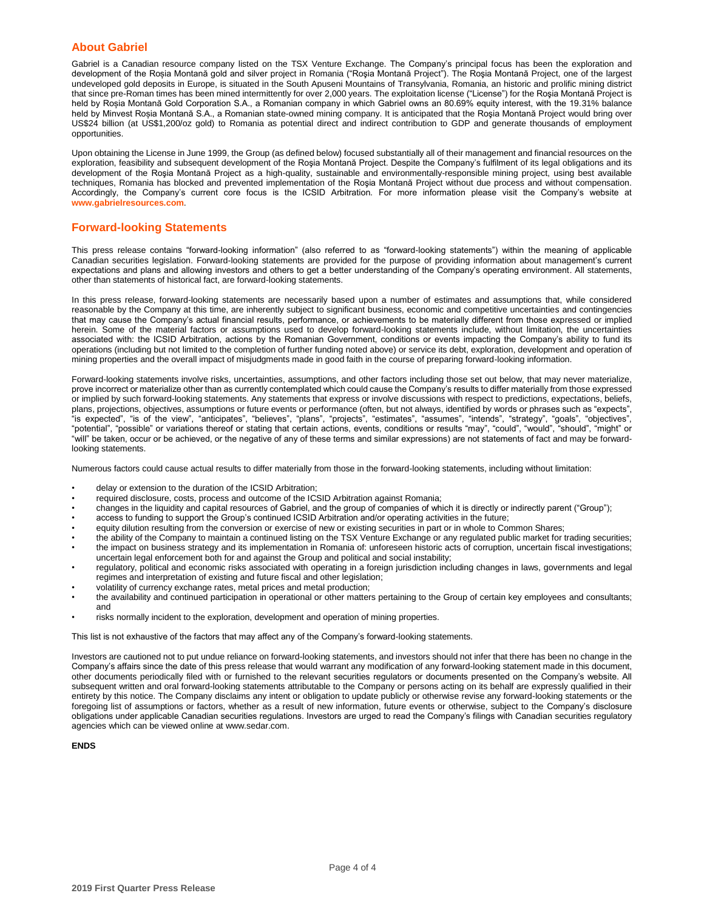## About Gabriel

Gabriel is a Canadian resource company listed on the TSX Venture Exchange. The Company's principal focus has been the exploration and development of the Roșia Montană gold and silver project in Romania ("Roşia Montană Project"). The Roşia Montană Project, one of the largest undeveloped gold deposits in Europe, is situated in the South Apuseni Mountains of Transylvania, Romania, an historic and prolific mining district that since pre-Roman times has been mined intermittently for over 2,000 years. The exploitation license ("License") for the Roşia Montană Project is held by Roșia Montană Gold Corporation S.A., a Romanian company in which Gabriel owns an 80.69% equity interest, with the 19.31% balance held by Minvest Roșia Montană S.A., a Romanian state-owned mining company. It is anticipated that the Roşia Montană Project would bring over US$24 billion (at US$1,200/oz gold) to Romania as potential direct and indirect contribution to GDP and generate thousands of employment opportunities.

Upon obtaining the License in June 1999, the Group (as defined below) focused substantially all of their management and financial resources on the exploration, feasibility and subsequent development of the Roşia Montană Project. Despite the Company's fulfilment of its legal obligations and its development of the Roşia Montană Project as a high-quality, sustainable and environmentally-responsible mining project, using best available techniques, Romania has blocked and prevented implementation of the Roşia Montană Project without due process and without compensation. Accordingly, the Company's current core focus is the ICSID Arbitration. For more information please visit the Company's website at **www.gabrielresources.com**.

## Forward-looking Statements

This press release contains "forward-looking information" (also referred to as "forward-looking statements") within the meaning of applicable Canadian securities legislation. Forward-looking statements are provided for the purpose of providing information about management's current expectations and plans and allowing investors and others to get a better understanding of the Company's operating environment. All statements, other than statements of historical fact, are forward-looking statements.

In this press release, forward-looking statements are necessarily based upon a number of estimates and assumptions that, while considered reasonable by the Company at this time, are inherently subject to significant business, economic and competitive uncertainties and contingencies that may cause the Company's actual financial results, performance, or achievements to be materially different from those expressed or implied herein. Some of the material factors or assumptions used to develop forward-looking statements include, without limitation, the uncertainties associated with: the ICSID Arbitration, actions by the Romanian Government, conditions or events impacting the Company's ability to fund its operations (including but not limited to the completion of further funding noted above) or service its debt, exploration, development and operation of mining properties and the overall impact of misjudgments made in good faith in the course of preparing forward-looking information.

Forward-looking statements involve risks, uncertainties, assumptions, and other factors including those set out below, that may never materialize, prove incorrect or materialize other than as currently contemplated which could cause the Company's results to differ materially from those expressed or implied by such forward-looking statements. Any statements that express or involve discussions with respect to predictions, expectations, beliefs, plans, projections, objectives, assumptions or future events or performance (often, but not always, identified by words or phrases such as "expects", "is expected", "is of the view", "anticipates", "believes", "plans", "projects", "estimates", "assumes", "intends", "strategy", "goals", "objectives", "potential", "possible" or variations thereof or stating that certain actions, events, conditions or results "may", "could", "would", "should", "might" or "will" be taken, occur or be achieved, or the negative of any of these terms and similar expressions) are not statements of fact and may be forward-looking statements.

Numerous factors could cause actual results to differ materially from those in the forward-looking statements, including without limitation:

- delay or extension to the duration of the ICSID Arbitration;
- required disclosure, costs, process and outcome of the ICSID Arbitration against Romania;
- changes in the liquidity and capital resources of Gabriel, and the group of companies of which it is directly or indirectly parent ("Group");
- access to funding to support the Group's continued ICSID Arbitration and/or operating activities in the future;
- equity dilution resulting from the conversion or exercise of new or existing securities in part or in whole to Common Shares;
- the ability of the Company to maintain a continued listing on the TSX Venture Exchange or any regulated public market for trading securities;
- the impact on business strategy and its implementation in Romania of: unforeseen historic acts of corruption, uncertain fiscal investigations; uncertain legal enforcement both for and against the Group and political and social instability;
- regulatory, political and economic risks associated with operating in a foreign jurisdiction including changes in laws, governments and legal regimes and interpretation of existing and future fiscal and other legislation;
- volatility of currency exchange rates, metal prices and metal production;
- the availability and continued participation in operational or other matters pertaining to the Group of certain key employees and consultants; and
- risks normally incident to the exploration, development and operation of mining properties.

This list is not exhaustive of the factors that may affect any of the Company's forward-looking statements.

Investors are cautioned not to put undue reliance on forward-looking statements, and investors should not infer that there has been no change in the Company's affairs since the date of this press release that would warrant any modification of any forward-looking statement made in this document, other documents periodically filed with or furnished to the relevant securities regulators or documents presented on the Company's website. All subsequent written and oral forward-looking statements attributable to the Company or persons acting on its behalf are expressly qualified in their entirety by this notice. The Company disclaims any intent or obligation to update publicly or otherwise revise any forward-looking statements or the foregoing list of assumptions or factors, whether as a result of new information, future events or otherwise, subject to the Company's disclosure obligations under applicable Canadian securities regulations. Investors are urged to read the Company's filings with Canadian securities regulatory agencies which can be viewed online at www.sedar.com.

**ENDS**